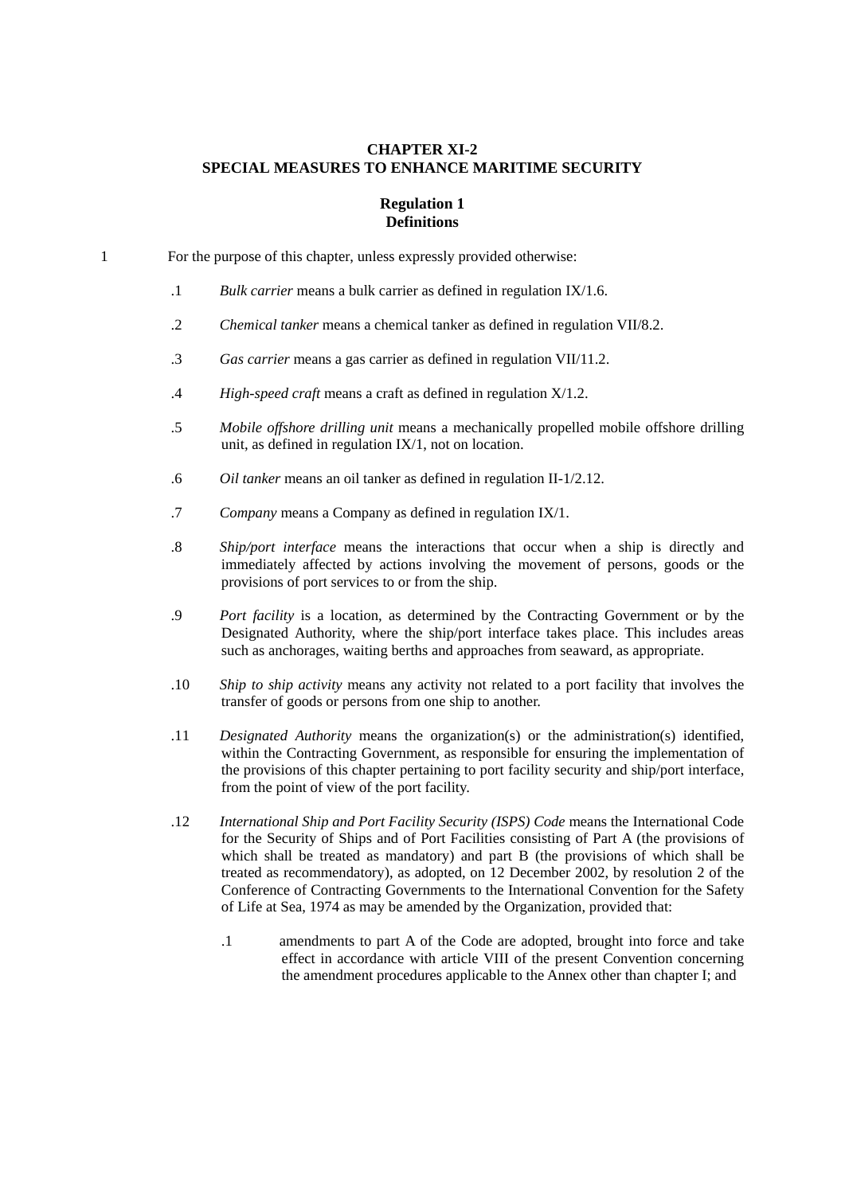# CHAPTER XI-2
# SPECIAL MEASURES TO ENHANCE MARITIME SECURITY

## Regulation 1
## Definitions

1 For the purpose of this chapter, unless expressly provided otherwise:

.1 *Bulk carrier* means a bulk carrier as defined in regulation IX/1.6.

.2 *Chemical tanker* means a chemical tanker as defined in regulation VII/8.2.

.3 *Gas carrier* means a gas carrier as defined in regulation VII/11.2.

.4 *High-speed craft* means a craft as defined in regulation X/1.2.

.5 *Mobile offshore drilling unit* means a mechanically propelled mobile offshore drilling unit, as defined in regulation IX/1, not on location.

.6 *Oil tanker* means an oil tanker as defined in regulation II-1/2.12.

.7 *Company* means a Company as defined in regulation IX/1.

.8 *Ship/port interface* means the interactions that occur when a ship is directly and immediately affected by actions involving the movement of persons, goods or the provisions of port services to or from the ship.

.9 *Port facility* is a location, as determined by the Contracting Government or by the Designated Authority, where the ship/port interface takes place. This includes areas such as anchorages, waiting berths and approaches from seaward, as appropriate.

.10 *Ship to ship activity* means any activity not related to a port facility that involves the transfer of goods or persons from one ship to another.

.11 *Designated Authority* means the organization(s) or the administration(s) identified, within the Contracting Government, as responsible for ensuring the implementation of the provisions of this chapter pertaining to port facility security and ship/port interface, from the point of view of the port facility.

.12 *International Ship and Port Facility Security (ISPS) Code* means the International Code for the Security of Ships and of Port Facilities consisting of Part A (the provisions of which shall be treated as mandatory) and part B (the provisions of which shall be treated as recommendatory), as adopted, on 12 December 2002, by resolution 2 of the Conference of Contracting Governments to the International Convention for the Safety of Life at Sea, 1974 as may be amended by the Organization, provided that:

.1 amendments to part A of the Code are adopted, brought into force and take effect in accordance with article VIII of the present Convention concerning the amendment procedures applicable to the Annex other than chapter I; and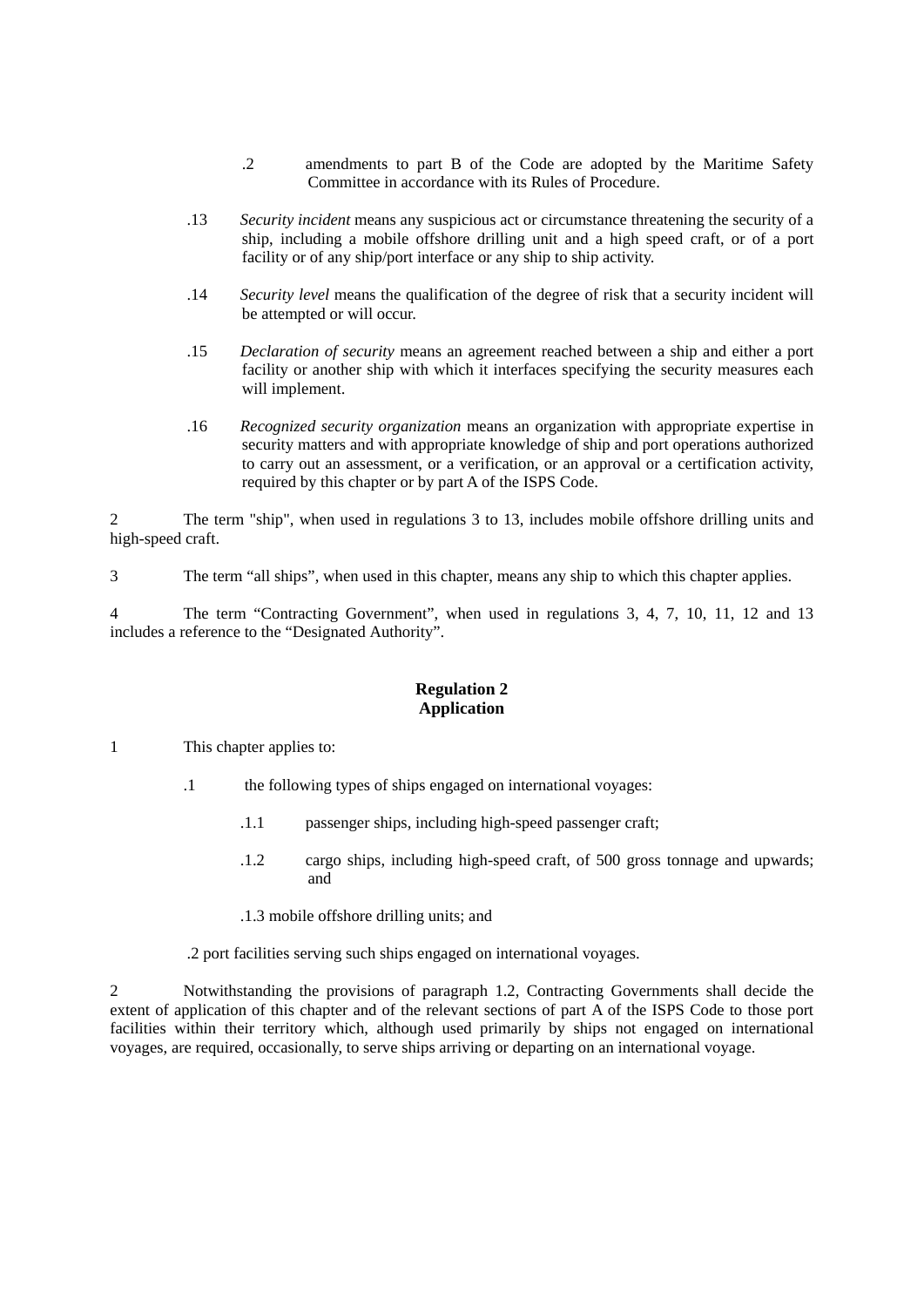.2 amendments to part B of the Code are adopted by the Maritime Safety Committee in accordance with its Rules of Procedure.

.13 *Security incident* means any suspicious act or circumstance threatening the security of a ship, including a mobile offshore drilling unit and a high speed craft, or of a port facility or of any ship/port interface or any ship to ship activity.

.14 *Security level* means the qualification of the degree of risk that a security incident will be attempted or will occur.

.15 *Declaration of security* means an agreement reached between a ship and either a port facility or another ship with which it interfaces specifying the security measures each will implement.

.16 *Recognized security organization* means an organization with appropriate expertise in security matters and with appropriate knowledge of ship and port operations authorized to carry out an assessment, or a verification, or an approval or a certification activity, required by this chapter or by part A of the ISPS Code.

2 The term "ship", when used in regulations 3 to 13, includes mobile offshore drilling units and high-speed craft.

3 The term “all ships”, when used in this chapter, means any ship to which this chapter applies.

4 The term “Contracting Government”, when used in regulations 3, 4, 7, 10, 11, 12 and 13 includes a reference to the “Designated Authority”.

**Regulation 2**
**Application**

1 This chapter applies to:

.1 the following types of ships engaged on international voyages:

.1.1 passenger ships, including high-speed passenger craft;

.1.2 cargo ships, including high-speed craft, of 500 gross tonnage and upwards; and

.1.3 mobile offshore drilling units; and

.2 port facilities serving such ships engaged on international voyages.

2 Notwithstanding the provisions of paragraph 1.2, Contracting Governments shall decide the extent of application of this chapter and of the relevant sections of part A of the ISPS Code to those port facilities within their territory which, although used primarily by ships not engaged on international voyages, are required, occasionally, to serve ships arriving or departing on an international voyage.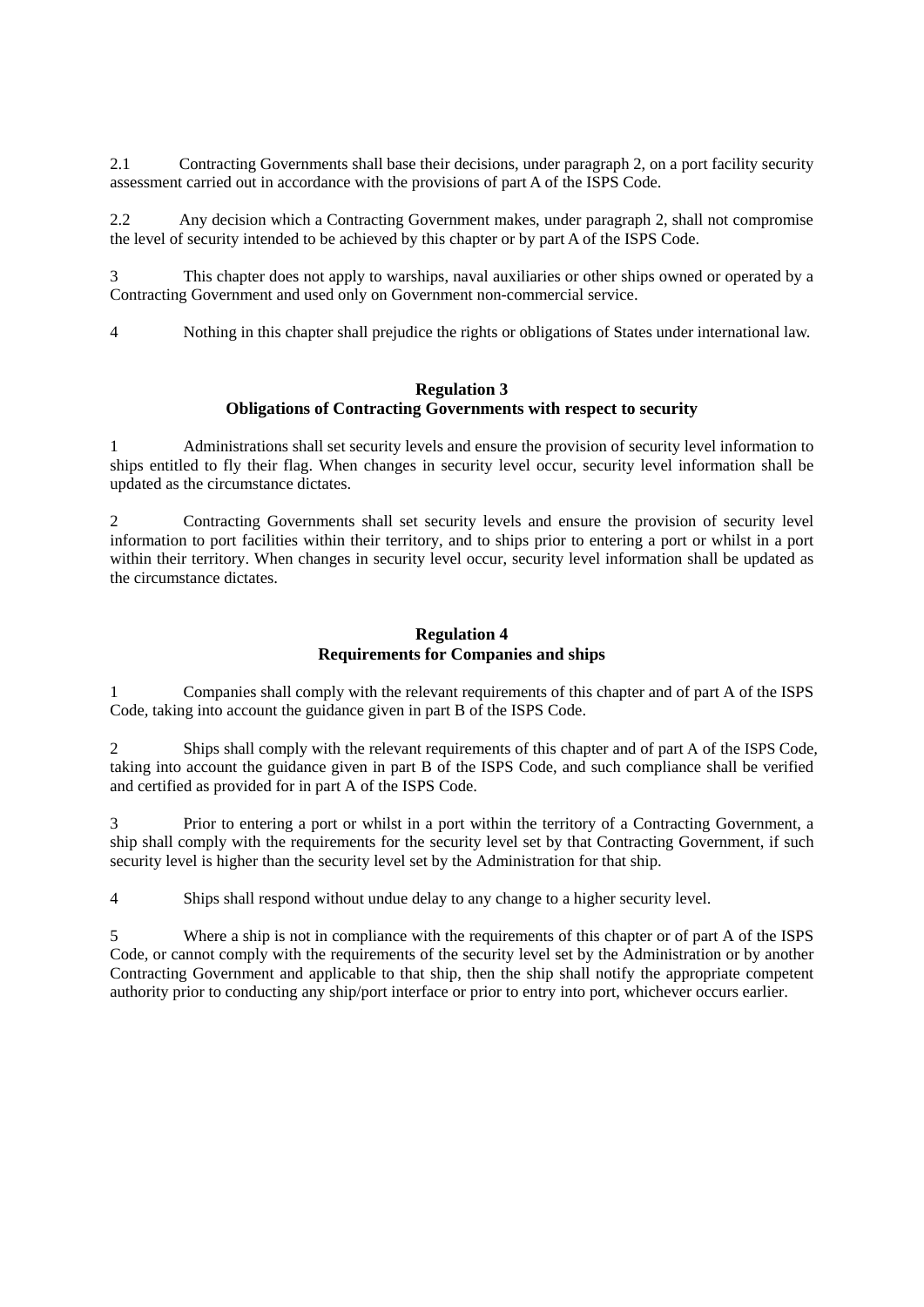2.1 Contracting Governments shall base their decisions, under paragraph 2, on a port facility security assessment carried out in accordance with the provisions of part A of the ISPS Code.

2.2 Any decision which a Contracting Government makes, under paragraph 2, shall not compromise the level of security intended to be achieved by this chapter or by part A of the ISPS Code.

3 This chapter does not apply to warships, naval auxiliaries or other ships owned or operated by a Contracting Government and used only on Government non-commercial service.

4 Nothing in this chapter shall prejudice the rights or obligations of States under international law.

**Regulation 3**
**Obligations of Contracting Governments with respect to security**

1 Administrations shall set security levels and ensure the provision of security level information to ships entitled to fly their flag. When changes in security level occur, security level information shall be updated as the circumstance dictates.

2 Contracting Governments shall set security levels and ensure the provision of security level information to port facilities within their territory, and to ships prior to entering a port or whilst in a port within their territory. When changes in security level occur, security level information shall be updated as the circumstance dictates.

**Regulation 4**
**Requirements for Companies and ships**

1 Companies shall comply with the relevant requirements of this chapter and of part A of the ISPS Code, taking into account the guidance given in part B of the ISPS Code.

2 Ships shall comply with the relevant requirements of this chapter and of part A of the ISPS Code, taking into account the guidance given in part B of the ISPS Code, and such compliance shall be verified and certified as provided for in part A of the ISPS Code.

3 Prior to entering a port or whilst in a port within the territory of a Contracting Government, a ship shall comply with the requirements for the security level set by that Contracting Government, if such security level is higher than the security level set by the Administration for that ship.

4 Ships shall respond without undue delay to any change to a higher security level.

5 Where a ship is not in compliance with the requirements of this chapter or of part A of the ISPS Code, or cannot comply with the requirements of the security level set by the Administration or by another Contracting Government and applicable to that ship, then the ship shall notify the appropriate competent authority prior to conducting any ship/port interface or prior to entry into port, whichever occurs earlier.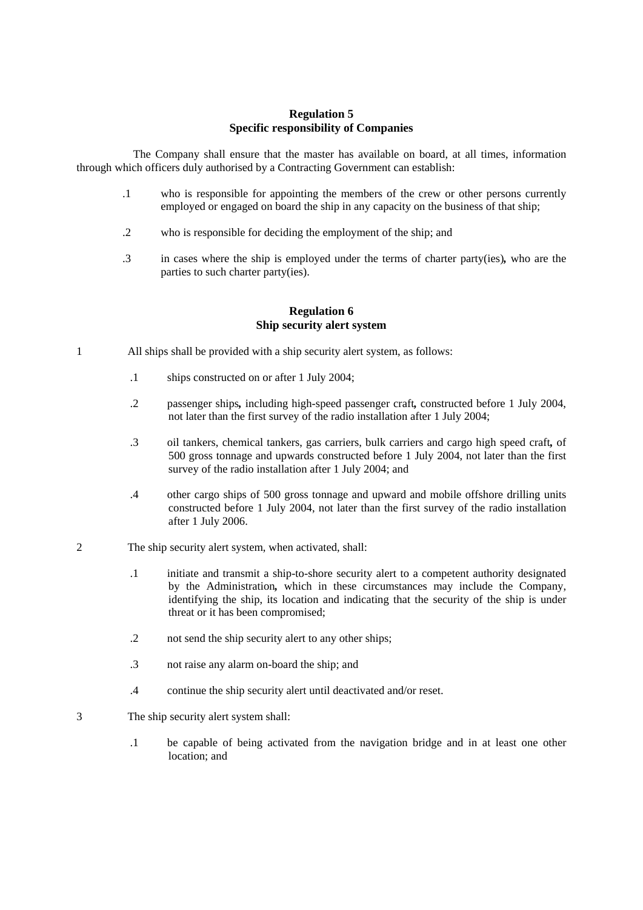### Regulation 5
### Specific responsibility of Companies

The Company shall ensure that the master has available on board, at all times, information through which officers duly authorised by a Contracting Government can establish:

.1 who is responsible for appointing the members of the crew or other persons currently employed or engaged on board the ship in any capacity on the business of that ship;

.2 who is responsible for deciding the employment of the ship; and

.3 in cases where the ship is employed under the terms of charter party(ies), who are the parties to such charter party(ies).

### Regulation 6
### Ship security alert system

1 All ships shall be provided with a ship security alert system, as follows:

.1 ships constructed on or after 1 July 2004;

.2 passenger ships, including high-speed passenger craft, constructed before 1 July 2004, not later than the first survey of the radio installation after 1 July 2004;

.3 oil tankers, chemical tankers, gas carriers, bulk carriers and cargo high speed craft, of 500 gross tonnage and upwards constructed before 1 July 2004, not later than the first survey of the radio installation after 1 July 2004; and

.4 other cargo ships of 500 gross tonnage and upward and mobile offshore drilling units constructed before 1 July 2004, not later than the first survey of the radio installation after 1 July 2006.

2 The ship security alert system, when activated, shall:

.1 initiate and transmit a ship-to-shore security alert to a competent authority designated by the Administration, which in these circumstances may include the Company, identifying the ship, its location and indicating that the security of the ship is under threat or it has been compromised;

.2 not send the ship security alert to any other ships;

.3 not raise any alarm on-board the ship; and

.4 continue the ship security alert until deactivated and/or reset.

3 The ship security alert system shall:

.1 be capable of being activated from the navigation bridge and in at least one other location; and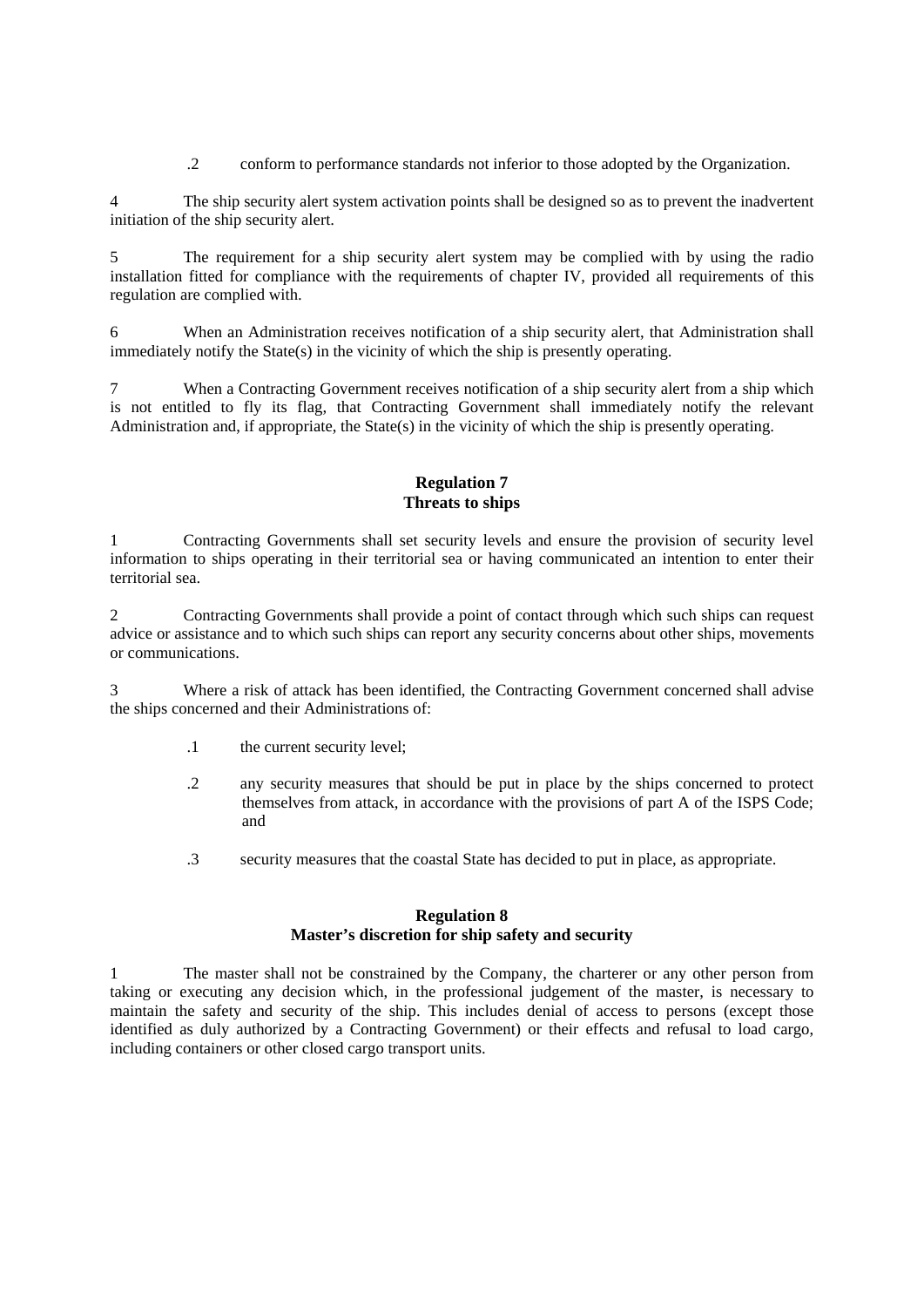.2 conform to performance standards not inferior to those adopted by the Organization.

4 The ship security alert system activation points shall be designed so as to prevent the inadvertent initiation of the ship security alert.

5 The requirement for a ship security alert system may be complied with by using the radio installation fitted for compliance with the requirements of chapter IV, provided all requirements of this regulation are complied with.

6 When an Administration receives notification of a ship security alert, that Administration shall immediately notify the State(s) in the vicinity of which the ship is presently operating.

7 When a Contracting Government receives notification of a ship security alert from a ship which is not entitled to fly its flag, that Contracting Government shall immediately notify the relevant Administration and, if appropriate, the State(s) in the vicinity of which the ship is presently operating.

## Regulation 7
## Threats to ships

1 Contracting Governments shall set security levels and ensure the provision of security level information to ships operating in their territorial sea or having communicated an intention to enter their territorial sea.

2 Contracting Governments shall provide a point of contact through which such ships can request advice or assistance and to which such ships can report any security concerns about other ships, movements or communications.

3 Where a risk of attack has been identified, the Contracting Government concerned shall advise the ships concerned and their Administrations of:

.1 the current security level;

.2 any security measures that should be put in place by the ships concerned to protect themselves from attack, in accordance with the provisions of part A of the ISPS Code; and

.3 security measures that the coastal State has decided to put in place, as appropriate.

## Regulation 8
## Master's discretion for ship safety and security

1 The master shall not be constrained by the Company, the charterer or any other person from taking or executing any decision which, in the professional judgement of the master, is necessary to maintain the safety and security of the ship. This includes denial of access to persons (except those identified as duly authorized by a Contracting Government) or their effects and refusal to load cargo, including containers or other closed cargo transport units.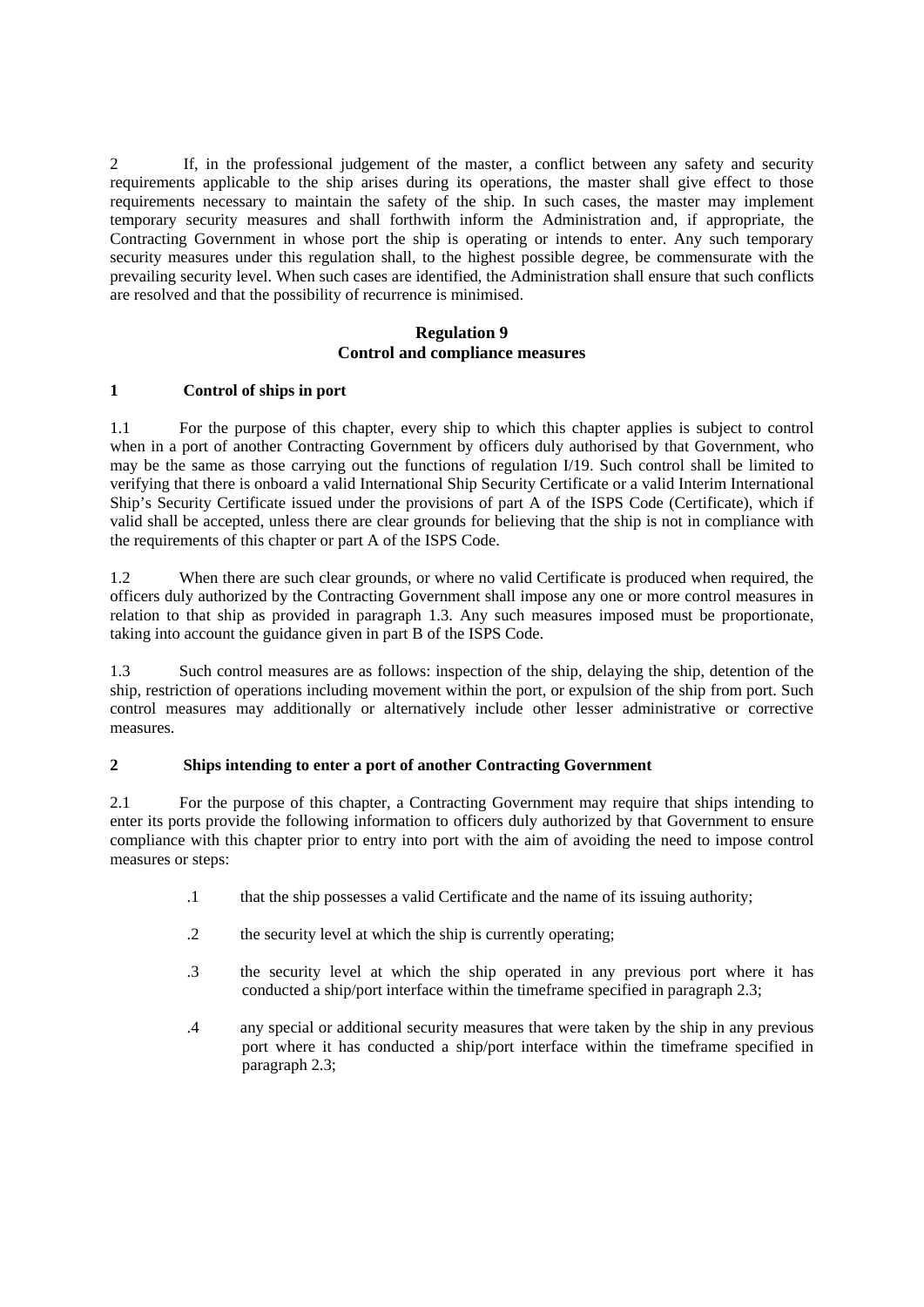2 If, in the professional judgement of the master, a conflict between any safety and security requirements applicable to the ship arises during its operations, the master shall give effect to those requirements necessary to maintain the safety of the ship. In such cases, the master may implement temporary security measures and shall forthwith inform the Administration and, if appropriate, the Contracting Government in whose port the ship is operating or intends to enter. Any such temporary security measures under this regulation shall, to the highest possible degree, be commensurate with the prevailing security level. When such cases are identified, the Administration shall ensure that such conflicts are resolved and that the possibility of recurrence is minimised.

## Regulation 9
## Control and compliance measures

**1 Control of ships in port**

1.1 For the purpose of this chapter, every ship to which this chapter applies is subject to control when in a port of another Contracting Government by officers duly authorised by that Government, who may be the same as those carrying out the functions of regulation I/19. Such control shall be limited to verifying that there is onboard a valid International Ship Security Certificate or a valid Interim International Ship's Security Certificate issued under the provisions of part A of the ISPS Code (Certificate), which if valid shall be accepted, unless there are clear grounds for believing that the ship is not in compliance with the requirements of this chapter or part A of the ISPS Code.

1.2 When there are such clear grounds, or where no valid Certificate is produced when required, the officers duly authorized by the Contracting Government shall impose any one or more control measures in relation to that ship as provided in paragraph 1.3. Any such measures imposed must be proportionate, taking into account the guidance given in part B of the ISPS Code.

1.3 Such control measures are as follows: inspection of the ship, delaying the ship, detention of the ship, restriction of operations including movement within the port, or expulsion of the ship from port. Such control measures may additionally or alternatively include other lesser administrative or corrective measures.

**2 Ships intending to enter a port of another Contracting Government**

2.1 For the purpose of this chapter, a Contracting Government may require that ships intending to enter its ports provide the following information to officers duly authorized by that Government to ensure compliance with this chapter prior to entry into port with the aim of avoiding the need to impose control measures or steps:

.1 that the ship possesses a valid Certificate and the name of its issuing authority;

.2 the security level at which the ship is currently operating;

.3 the security level at which the ship operated in any previous port where it has conducted a ship/port interface within the timeframe specified in paragraph 2.3;

.4 any special or additional security measures that were taken by the ship in any previous port where it has conducted a ship/port interface within the timeframe specified in paragraph 2.3;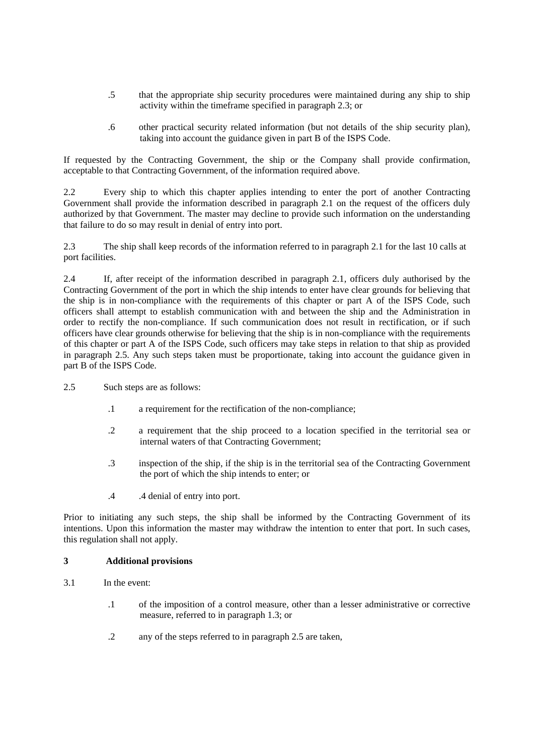.5 that the appropriate ship security procedures were maintained during any ship to ship activity within the timeframe specified in paragraph 2.3; or

.6 other practical security related information (but not details of the ship security plan), taking into account the guidance given in part B of the ISPS Code.

If requested by the Contracting Government, the ship or the Company shall provide confirmation, acceptable to that Contracting Government, of the information required above.

2.2 Every ship to which this chapter applies intending to enter the port of another Contracting Government shall provide the information described in paragraph 2.1 on the request of the officers duly authorized by that Government. The master may decline to provide such information on the understanding that failure to do so may result in denial of entry into port.

2.3 The ship shall keep records of the information referred to in paragraph 2.1 for the last 10 calls at port facilities.

2.4 If, after receipt of the information described in paragraph 2.1, officers duly authorised by the Contracting Government of the port in which the ship intends to enter have clear grounds for believing that the ship is in non-compliance with the requirements of this chapter or part A of the ISPS Code, such officers shall attempt to establish communication with and between the ship and the Administration in order to rectify the non-compliance. If such communication does not result in rectification, or if such officers have clear grounds otherwise for believing that the ship is in non-compliance with the requirements of this chapter or part A of the ISPS Code, such officers may take steps in relation to that ship as provided in paragraph 2.5. Any such steps taken must be proportionate, taking into account the guidance given in part B of the ISPS Code.

2.5 Such steps are as follows:

.1 a requirement for the rectification of the non-compliance;

.2 a requirement that the ship proceed to a location specified in the territorial sea or internal waters of that Contracting Government;

.3 inspection of the ship, if the ship is in the territorial sea of the Contracting Government the port of which the ship intends to enter; or

.4 .4 denial of entry into port.

Prior to initiating any such steps, the ship shall be informed by the Contracting Government of its intentions. Upon this information the master may withdraw the intention to enter that port. In such cases, this regulation shall not apply.

**3 Additional provisions**

3.1 In the event:

.1 of the imposition of a control measure, other than a lesser administrative or corrective measure, referred to in paragraph 1.3; or

.2 any of the steps referred to in paragraph 2.5 are taken,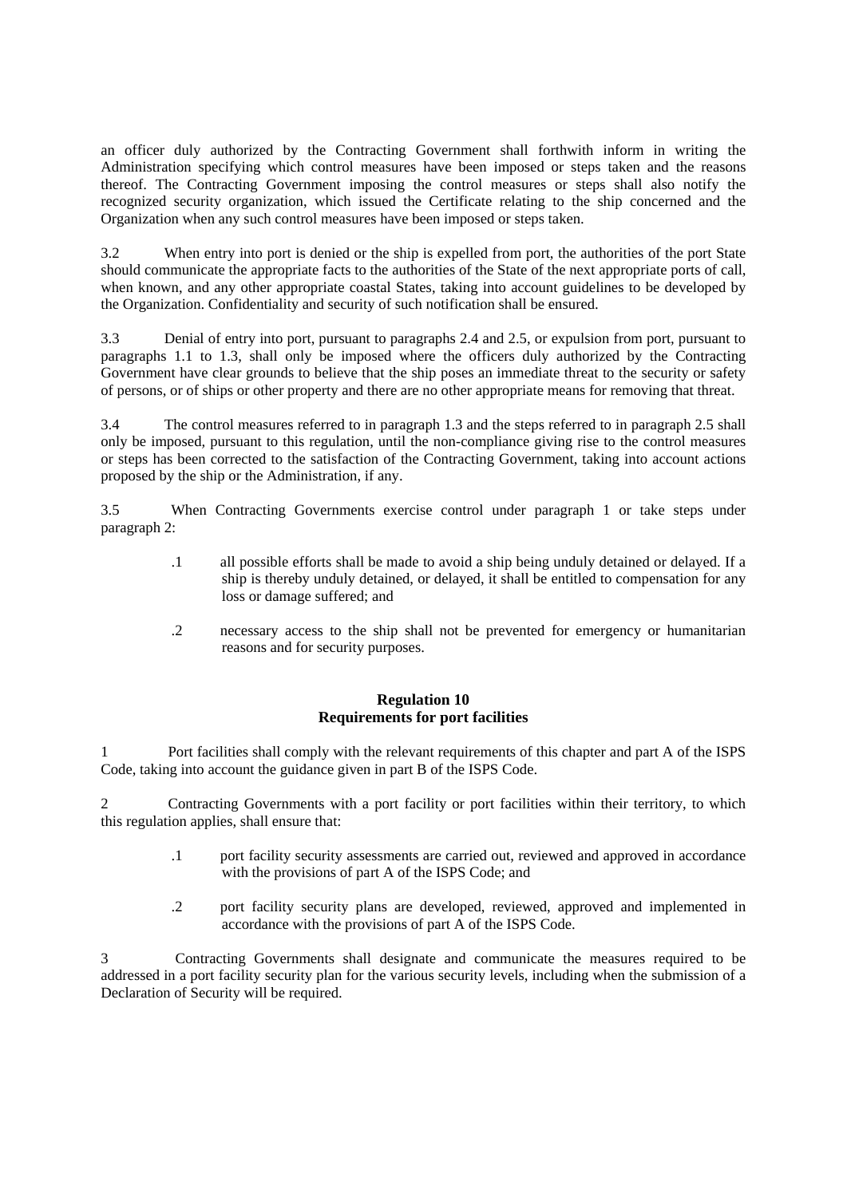an officer duly authorized by the Contracting Government shall forthwith inform in writing the Administration specifying which control measures have been imposed or steps taken and the reasons thereof. The Contracting Government imposing the control measures or steps shall also notify the recognized security organization, which issued the Certificate relating to the ship concerned and the Organization when any such control measures have been imposed or steps taken.

3.2 When entry into port is denied or the ship is expelled from port, the authorities of the port State should communicate the appropriate facts to the authorities of the State of the next appropriate ports of call, when known, and any other appropriate coastal States, taking into account guidelines to be developed by the Organization. Confidentiality and security of such notification shall be ensured.

3.3 Denial of entry into port, pursuant to paragraphs 2.4 and 2.5, or expulsion from port, pursuant to paragraphs 1.1 to 1.3, shall only be imposed where the officers duly authorized by the Contracting Government have clear grounds to believe that the ship poses an immediate threat to the security or safety of persons, or of ships or other property and there are no other appropriate means for removing that threat.

3.4 The control measures referred to in paragraph 1.3 and the steps referred to in paragraph 2.5 shall only be imposed, pursuant to this regulation, until the non-compliance giving rise to the control measures or steps has been corrected to the satisfaction of the Contracting Government, taking into account actions proposed by the ship or the Administration, if any.

3.5 When Contracting Governments exercise control under paragraph 1 or take steps under paragraph 2:

> .1 all possible efforts shall be made to avoid a ship being unduly detained or delayed. If a ship is thereby unduly detained, or delayed, it shall be entitled to compensation for any loss or damage suffered; and
>
> .2 necessary access to the ship shall not be prevented for emergency or humanitarian reasons and for security purposes.

**Regulation 10**
**Requirements for port facilities**

1 Port facilities shall comply with the relevant requirements of this chapter and part A of the ISPS Code, taking into account the guidance given in part B of the ISPS Code.

2 Contracting Governments with a port facility or port facilities within their territory, to which this regulation applies, shall ensure that:

> .1 port facility security assessments are carried out, reviewed and approved in accordance with the provisions of part A of the ISPS Code; and
>
> .2 port facility security plans are developed, reviewed, approved and implemented in accordance with the provisions of part A of the ISPS Code.

3 Contracting Governments shall designate and communicate the measures required to be addressed in a port facility security plan for the various security levels, including when the submission of a Declaration of Security will be required.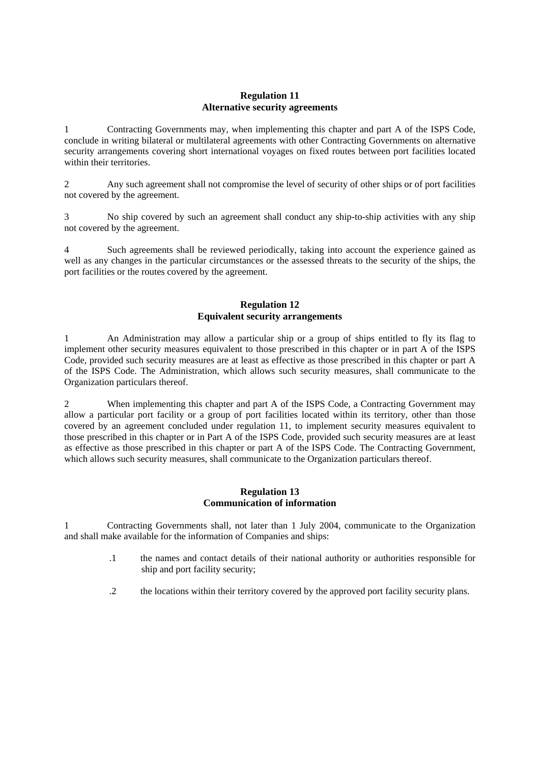## Regulation 11
## Alternative security agreements

1 Contracting Governments may, when implementing this chapter and part A of the ISPS Code, conclude in writing bilateral or multilateral agreements with other Contracting Governments on alternative security arrangements covering short international voyages on fixed routes between port facilities located within their territories.

2 Any such agreement shall not compromise the level of security of other ships or of port facilities not covered by the agreement.

3 No ship covered by such an agreement shall conduct any ship-to-ship activities with any ship not covered by the agreement.

4 Such agreements shall be reviewed periodically, taking into account the experience gained as well as any changes in the particular circumstances or the assessed threats to the security of the ships, the port facilities or the routes covered by the agreement.

## Regulation 12
## Equivalent security arrangements

1 An Administration may allow a particular ship or a group of ships entitled to fly its flag to implement other security measures equivalent to those prescribed in this chapter or in part A of the ISPS Code, provided such security measures are at least as effective as those prescribed in this chapter or part A of the ISPS Code. The Administration, which allows such security measures, shall communicate to the Organization particulars thereof.

2 When implementing this chapter and part A of the ISPS Code, a Contracting Government may allow a particular port facility or a group of port facilities located within its territory, other than those covered by an agreement concluded under regulation 11, to implement security measures equivalent to those prescribed in this chapter or in Part A of the ISPS Code, provided such security measures are at least as effective as those prescribed in this chapter or part A of the ISPS Code. The Contracting Government, which allows such security measures, shall communicate to the Organization particulars thereof.

## Regulation 13
## Communication of information

1 Contracting Governments shall, not later than 1 July 2004, communicate to the Organization and shall make available for the information of Companies and ships:

- .1 the names and contact details of their national authority or authorities responsible for ship and port facility security;

- .2 the locations within their territory covered by the approved port facility security plans.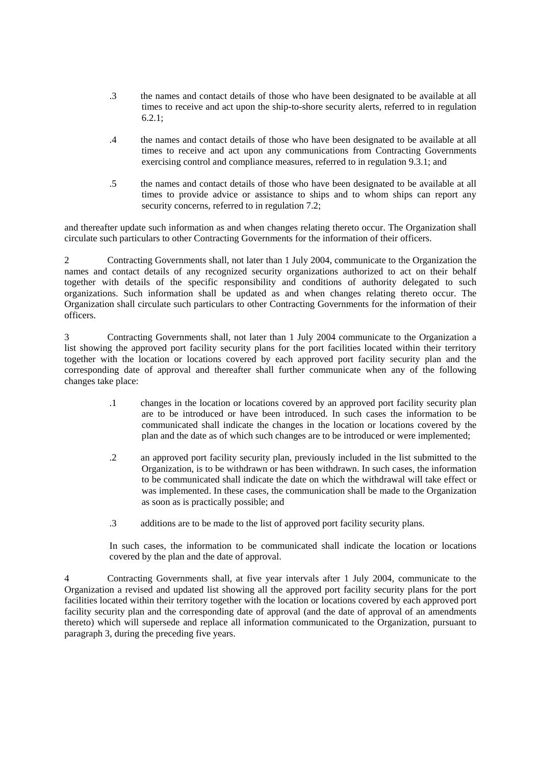.3 the names and contact details of those who have been designated to be available at all times to receive and act upon the ship-to-shore security alerts, referred to in regulation 6.2.1;

.4 the names and contact details of those who have been designated to be available at all times to receive and act upon any communications from Contracting Governments exercising control and compliance measures, referred to in regulation 9.3.1; and

.5 the names and contact details of those who have been designated to be available at all times to provide advice or assistance to ships and to whom ships can report any security concerns, referred to in regulation 7.2;

and thereafter update such information as and when changes relating thereto occur. The Organization shall circulate such particulars to other Contracting Governments for the information of their officers.

2 Contracting Governments shall, not later than 1 July 2004, communicate to the Organization the names and contact details of any recognized security organizations authorized to act on their behalf together with details of the specific responsibility and conditions of authority delegated to such organizations. Such information shall be updated as and when changes relating thereto occur. The Organization shall circulate such particulars to other Contracting Governments for the information of their officers.

3 Contracting Governments shall, not later than 1 July 2004 communicate to the Organization a list showing the approved port facility security plans for the port facilities located within their territory together with the location or locations covered by each approved port facility security plan and the corresponding date of approval and thereafter shall further communicate when any of the following changes take place:

.1 changes in the location or locations covered by an approved port facility security plan are to be introduced or have been introduced. In such cases the information to be communicated shall indicate the changes in the location or locations covered by the plan and the date as of which such changes are to be introduced or were implemented;

.2 an approved port facility security plan, previously included in the list submitted to the Organization, is to be withdrawn or has been withdrawn. In such cases, the information to be communicated shall indicate the date on which the withdrawal will take effect or was implemented. In these cases, the communication shall be made to the Organization as soon as is practically possible; and

.3 additions are to be made to the list of approved port facility security plans.

In such cases, the information to be communicated shall indicate the location or locations covered by the plan and the date of approval.

4 Contracting Governments shall, at five year intervals after 1 July 2004, communicate to the Organization a revised and updated list showing all the approved port facility security plans for the port facilities located within their territory together with the location or locations covered by each approved port facility security plan and the corresponding date of approval (and the date of approval of an amendments thereto) which will supersede and replace all information communicated to the Organization, pursuant to paragraph 3, during the preceding five years.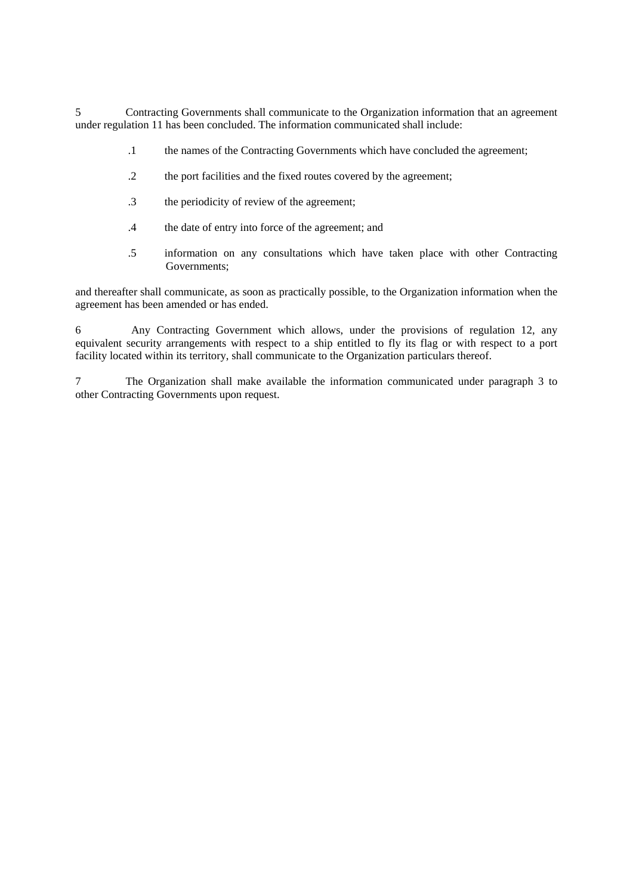5 Contracting Governments shall communicate to the Organization information that an agreement under regulation 11 has been concluded. The information communicated shall include:

.1 the names of the Contracting Governments which have concluded the agreement;

.2 the port facilities and the fixed routes covered by the agreement;

.3 the periodicity of review of the agreement;

.4 the date of entry into force of the agreement; and

.5 information on any consultations which have taken place with other Contracting Governments;

and thereafter shall communicate, as soon as practically possible, to the Organization information when the agreement has been amended or has ended.

6 Any Contracting Government which allows, under the provisions of regulation 12, any equivalent security arrangements with respect to a ship entitled to fly its flag or with respect to a port facility located within its territory, shall communicate to the Organization particulars thereof.

7 The Organization shall make available the information communicated under paragraph 3 to other Contracting Governments upon request.